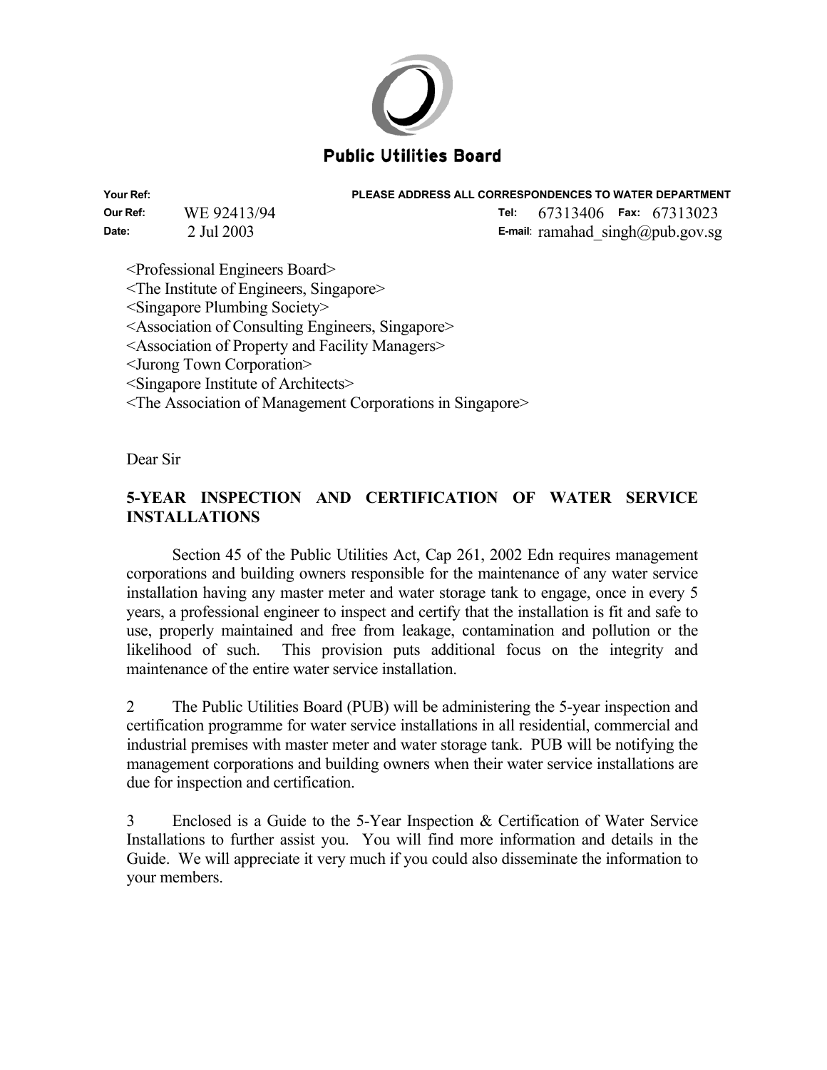**Public Utilities Board**

**Your Ref:**

**PLEASE ADDRESS ALL CORRESPONDENCES TO WATER DEPARTMENT**

**Our Ref:** WE 92413/94

**Tel:** 67313406 **Fax:** 67313023

**Date:** 2 Jul 2003

**E-mail:** ramahad_singh@pub.gov.sg

<Professional Engineers Board>
<The Institute of Engineers, Singapore>
<Singapore Plumbing Society>
<Association of Consulting Engineers, Singapore>
<Association of Property and Facility Managers>
<Jurong Town Corporation>
<Singapore Institute of Architects>
<The Association of Management Corporations in Singapore>

Dear Sir

**5-YEAR INSPECTION AND CERTIFICATION OF WATER SERVICE INSTALLATIONS**

Section 45 of the Public Utilities Act, Cap 261, 2002 Edn requires management corporations and building owners responsible for the maintenance of any water service installation having any master meter and water storage tank to engage, once in every 5 years, a professional engineer to inspect and certify that the installation is fit and safe to use, properly maintained and free from leakage, contamination and pollution or the likelihood of such. This provision puts additional focus on the integrity and maintenance of the entire water service installation.

2 The Public Utilities Board (PUB) will be administering the 5-year inspection and certification programme for water service installations in all residential, commercial and industrial premises with master meter and water storage tank. PUB will be notifying the management corporations and building owners when their water service installations are due for inspection and certification.

3 Enclosed is a Guide to the 5-Year Inspection & Certification of Water Service Installations to further assist you. You will find more information and details in the Guide. We will appreciate it very much if you could also disseminate the information to your members.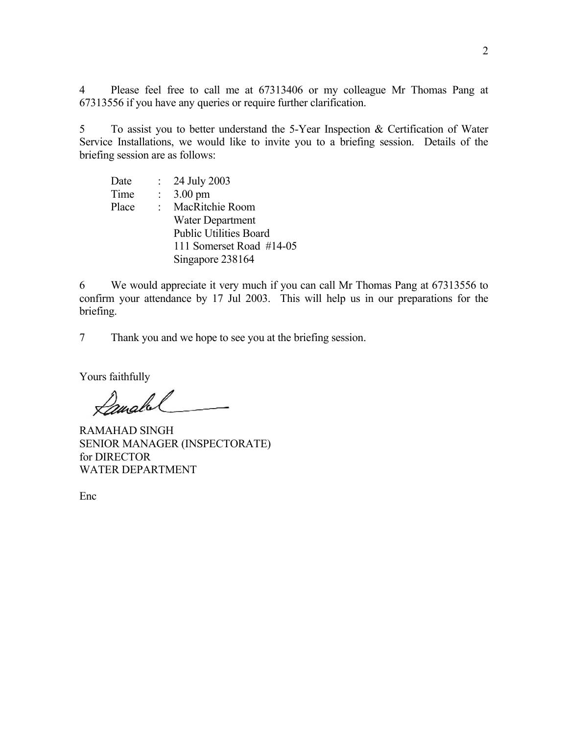4 Please feel free to call me at 67313406 or my colleague Mr Thomas Pang at 67313556 if you have any queries or require further clarification.

5 To assist you to better understand the 5-Year Inspection & Certification of Water Service Installations, we would like to invite you to a briefing session. Details of the briefing session are as follows:

Date : 24 July 2003
Time : 3.00 pm
Place : MacRitchie Room
Water Department
Public Utilities Board
111 Somerset Road #14-05
Singapore 238164

6 We would appreciate it very much if you can call Mr Thomas Pang at 67313556 to confirm your attendance by 17 Jul 2003. This will help us in our preparations for the briefing.

7 Thank you and we hope to see you at the briefing session.

Yours faithfully

RAMAHAD SINGH
SENIOR MANAGER (INSPECTORATE)
for DIRECTOR
WATER DEPARTMENT

Enc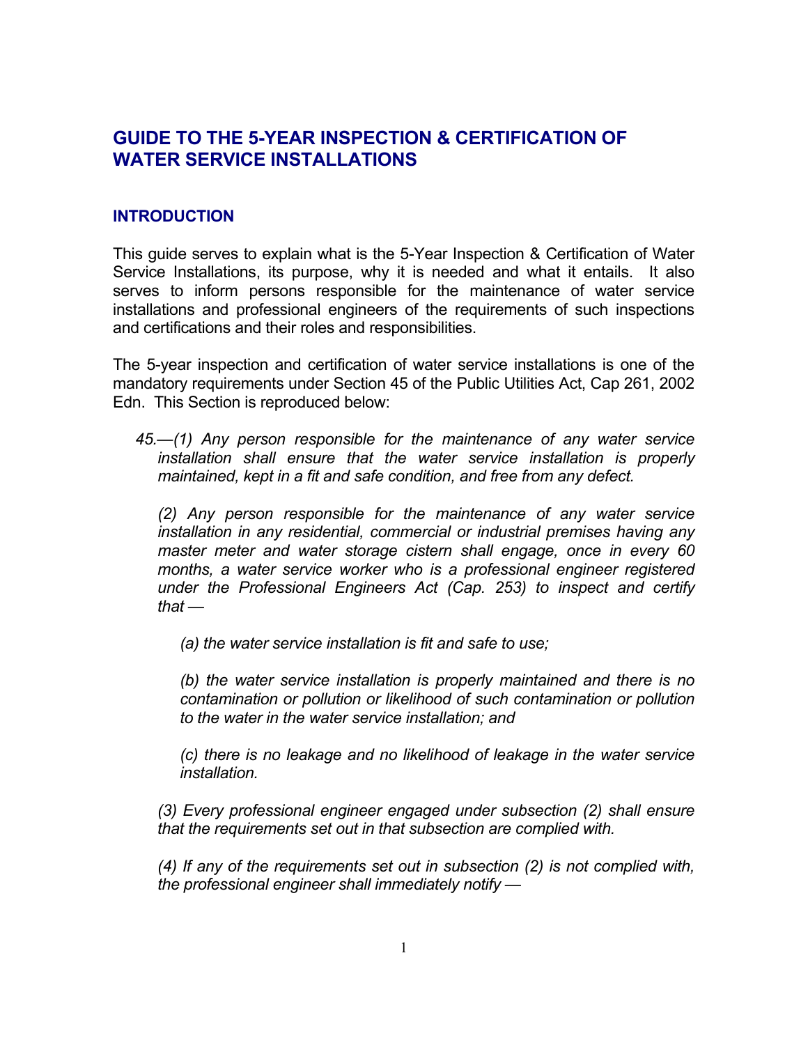# GUIDE TO THE 5-YEAR INSPECTION & CERTIFICATION OF WATER SERVICE INSTALLATIONS

## INTRODUCTION

This guide serves to explain what is the 5-Year Inspection & Certification of Water Service Installations, its purpose, why it is needed and what it entails. It also serves to inform persons responsible for the maintenance of water service installations and professional engineers of the requirements of such inspections and certifications and their roles and responsibilities.

The 5-year inspection and certification of water service installations is one of the mandatory requirements under Section 45 of the Public Utilities Act, Cap 261, 2002 Edn. This Section is reproduced below:

> *45.—(1) Any person responsible for the maintenance of any water service installation shall ensure that the water service installation is properly maintained, kept in a fit and safe condition, and free from any defect.*
>
> *(2) Any person responsible for the maintenance of any water service installation in any residential, commercial or industrial premises having any master meter and water storage cistern shall engage, once in every 60 months, a water service worker who is a professional engineer registered under the Professional Engineers Act (Cap. 253) to inspect and certify that —*
>
> > *(a) the water service installation is fit and safe to use;*
> >
> > *(b) the water service installation is properly maintained and there is no contamination or pollution or likelihood of such contamination or pollution to the water in the water service installation; and*
> >
> > *(c) there is no leakage and no likelihood of leakage in the water service installation.*
>
> *(3) Every professional engineer engaged under subsection (2) shall ensure that the requirements set out in that subsection are complied with.*
>
> *(4) If any of the requirements set out in subsection (2) is not complied with, the professional engineer shall immediately notify —*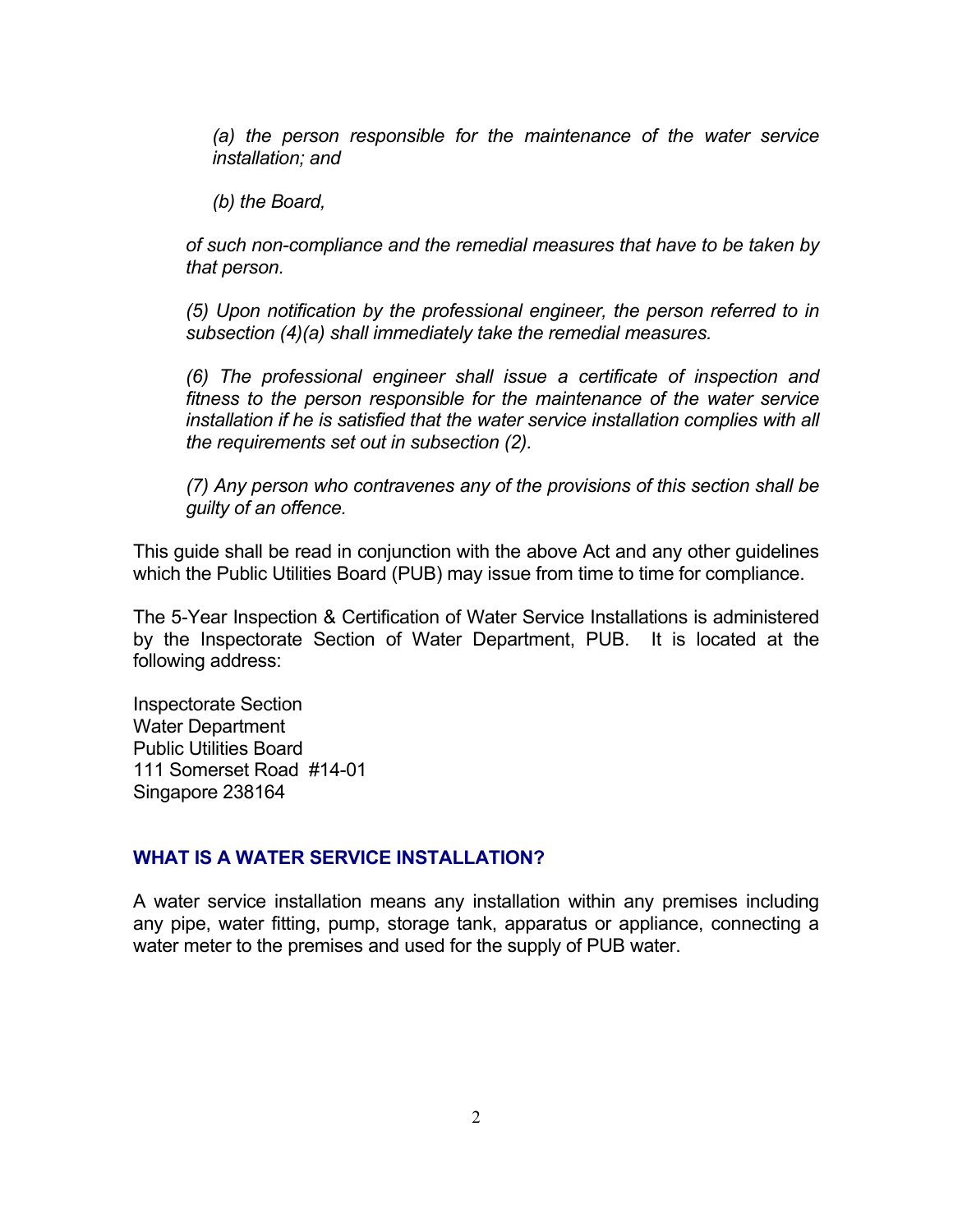*(a) the person responsible for the maintenance of the water service installation; and*

*(b) the Board,*

*of such non-compliance and the remedial measures that have to be taken by that person.*

*(5) Upon notification by the professional engineer, the person referred to in subsection (4)(a) shall immediately take the remedial measures.*

*(6) The professional engineer shall issue a certificate of inspection and fitness to the person responsible for the maintenance of the water service installation if he is satisfied that the water service installation complies with all the requirements set out in subsection (2).*

*(7) Any person who contravenes any of the provisions of this section shall be guilty of an offence.*

This guide shall be read in conjunction with the above Act and any other guidelines which the Public Utilities Board (PUB) may issue from time to time for compliance.

The 5-Year Inspection & Certification of Water Service Installations is administered by the Inspectorate Section of Water Department, PUB. It is located at the following address:

Inspectorate Section  
Water Department  
Public Utilities Board  
111 Somerset Road #14-01  
Singapore 238164

## WHAT IS A WATER SERVICE INSTALLATION?

A water service installation means any installation within any premises including any pipe, water fitting, pump, storage tank, apparatus or appliance, connecting a water meter to the premises and used for the supply of PUB water.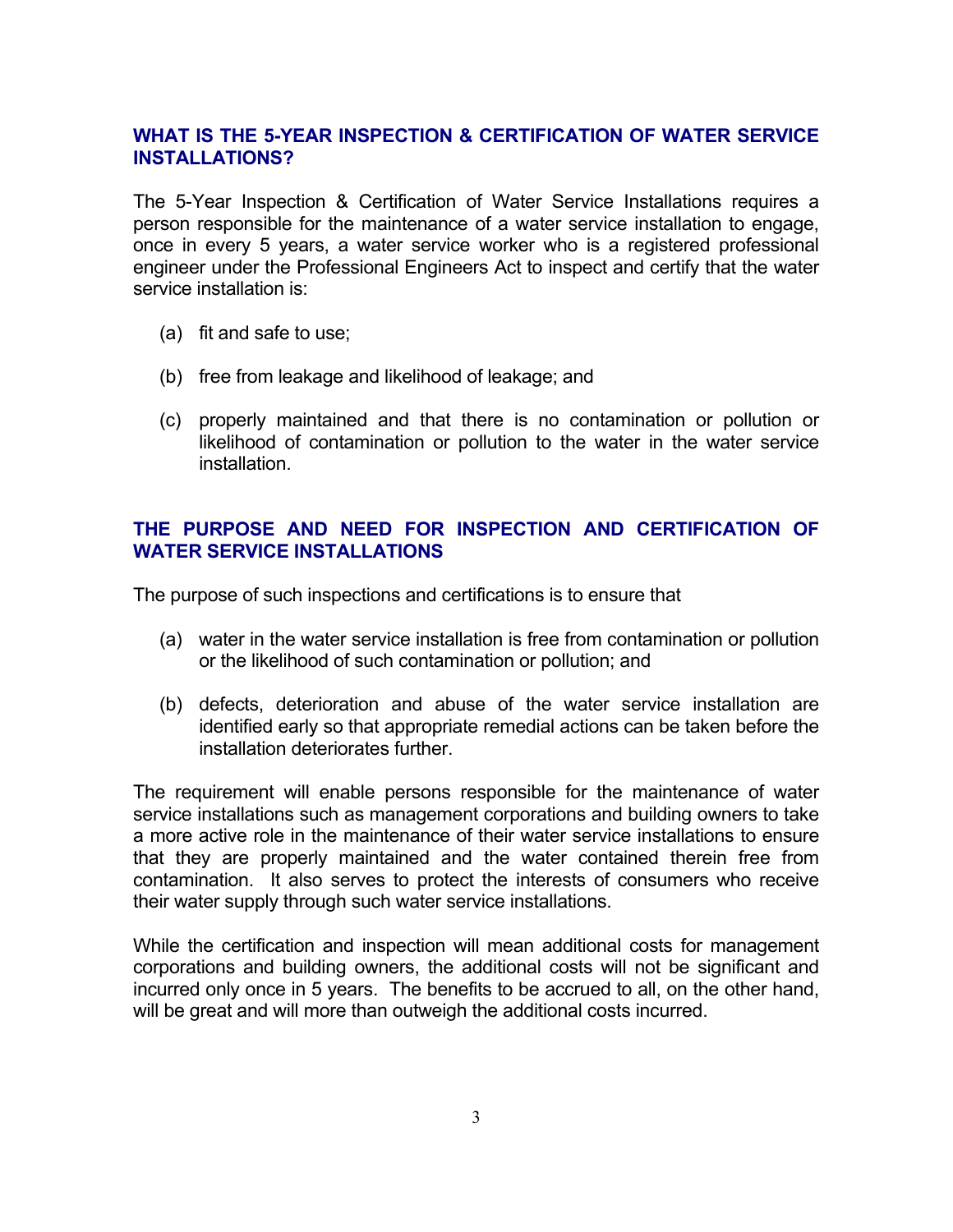## WHAT IS THE 5-YEAR INSPECTION & CERTIFICATION OF WATER SERVICE INSTALLATIONS?

The 5-Year Inspection & Certification of Water Service Installations requires a person responsible for the maintenance of a water service installation to engage, once in every 5 years, a water service worker who is a registered professional engineer under the Professional Engineers Act to inspect and certify that the water service installation is:

(a) fit and safe to use;

(b) free from leakage and likelihood of leakage; and

(c) properly maintained and that there is no contamination or pollution or likelihood of contamination or pollution to the water in the water service installation.

## THE PURPOSE AND NEED FOR INSPECTION AND CERTIFICATION OF WATER SERVICE INSTALLATIONS

The purpose of such inspections and certifications is to ensure that

(a) water in the water service installation is free from contamination or pollution or the likelihood of such contamination or pollution; and

(b) defects, deterioration and abuse of the water service installation are identified early so that appropriate remedial actions can be taken before the installation deteriorates further.

The requirement will enable persons responsible for the maintenance of water service installations such as management corporations and building owners to take a more active role in the maintenance of their water service installations to ensure that they are properly maintained and the water contained therein free from contamination. It also serves to protect the interests of consumers who receive their water supply through such water service installations.

While the certification and inspection will mean additional costs for management corporations and building owners, the additional costs will not be significant and incurred only once in 5 years. The benefits to be accrued to all, on the other hand, will be great and will more than outweigh the additional costs incurred.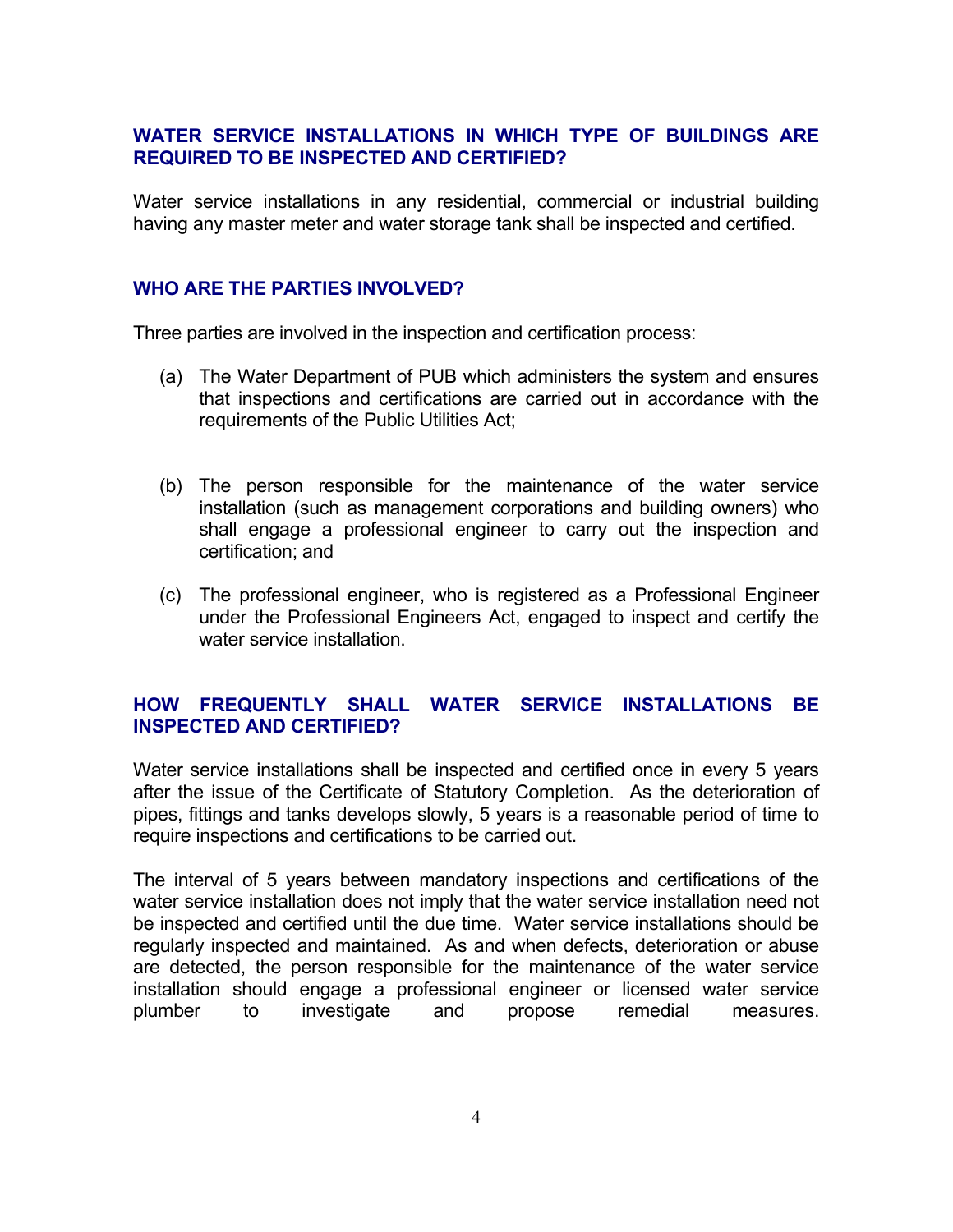## WATER SERVICE INSTALLATIONS IN WHICH TYPE OF BUILDINGS ARE REQUIRED TO BE INSPECTED AND CERTIFIED?

Water service installations in any residential, commercial or industrial building having any master meter and water storage tank shall be inspected and certified.

## WHO ARE THE PARTIES INVOLVED?

Three parties are involved in the inspection and certification process:

(a) The Water Department of PUB which administers the system and ensures that inspections and certifications are carried out in accordance with the requirements of the Public Utilities Act;

(b) The person responsible for the maintenance of the water service installation (such as management corporations and building owners) who shall engage a professional engineer to carry out the inspection and certification; and

(c) The professional engineer, who is registered as a Professional Engineer under the Professional Engineers Act, engaged to inspect and certify the water service installation.

## HOW FREQUENTLY SHALL WATER SERVICE INSTALLATIONS BE INSPECTED AND CERTIFIED?

Water service installations shall be inspected and certified once in every 5 years after the issue of the Certificate of Statutory Completion. As the deterioration of pipes, fittings and tanks develops slowly, 5 years is a reasonable period of time to require inspections and certifications to be carried out.

The interval of 5 years between mandatory inspections and certifications of the water service installation does not imply that the water service installation need not be inspected and certified until the due time. Water service installations should be regularly inspected and maintained. As and when defects, deterioration or abuse are detected, the person responsible for the maintenance of the water service installation should engage a professional engineer or licensed water service plumber to investigate and propose remedial measures.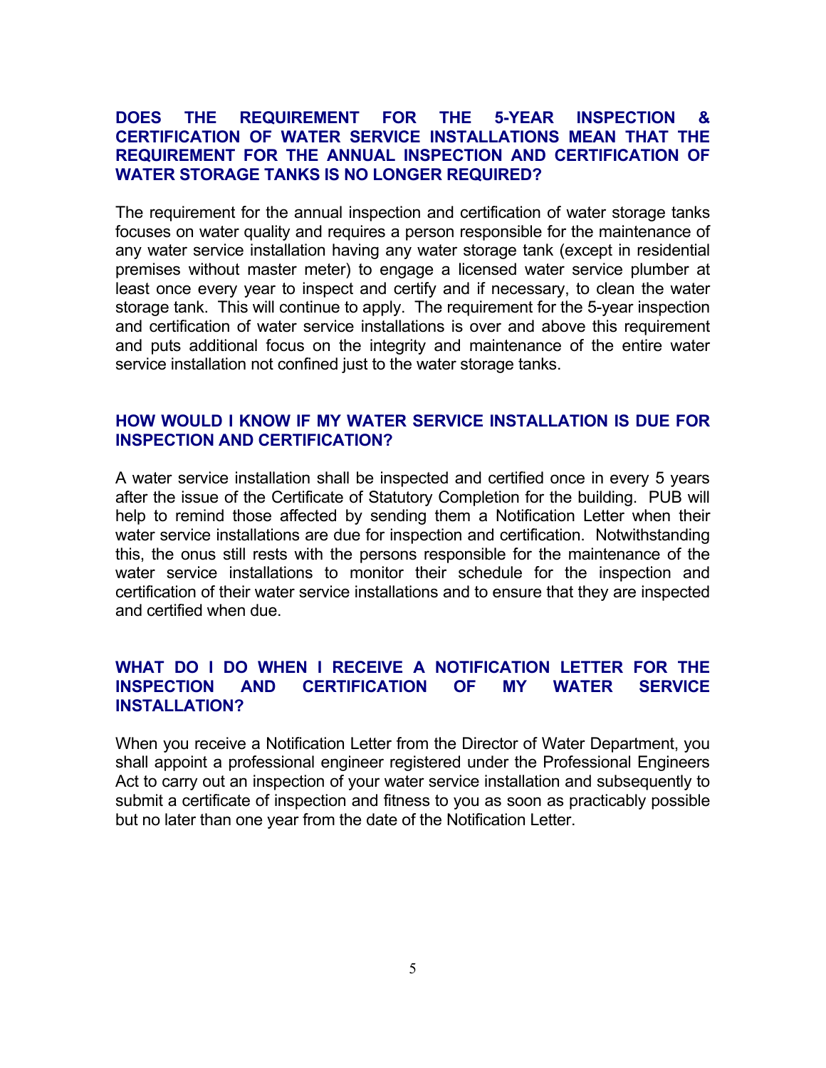**DOES THE REQUIREMENT FOR THE 5-YEAR INSPECTION & CERTIFICATION OF WATER SERVICE INSTALLATIONS MEAN THAT THE REQUIREMENT FOR THE ANNUAL INSPECTION AND CERTIFICATION OF WATER STORAGE TANKS IS NO LONGER REQUIRED?**

The requirement for the annual inspection and certification of water storage tanks focuses on water quality and requires a person responsible for the maintenance of any water service installation having any water storage tank (except in residential premises without master meter) to engage a licensed water service plumber at least once every year to inspect and certify and if necessary, to clean the water storage tank. This will continue to apply. The requirement for the 5-year inspection and certification of water service installations is over and above this requirement and puts additional focus on the integrity and maintenance of the entire water service installation not confined just to the water storage tanks.

**HOW WOULD I KNOW IF MY WATER SERVICE INSTALLATION IS DUE FOR INSPECTION AND CERTIFICATION?**

A water service installation shall be inspected and certified once in every 5 years after the issue of the Certificate of Statutory Completion for the building. PUB will help to remind those affected by sending them a Notification Letter when their water service installations are due for inspection and certification. Notwithstanding this, the onus still rests with the persons responsible for the maintenance of the water service installations to monitor their schedule for the inspection and certification of their water service installations and to ensure that they are inspected and certified when due.

**WHAT DO I DO WHEN I RECEIVE A NOTIFICATION LETTER FOR THE INSPECTION AND CERTIFICATION OF MY WATER SERVICE INSTALLATION?**

When you receive a Notification Letter from the Director of Water Department, you shall appoint a professional engineer registered under the Professional Engineers Act to carry out an inspection of your water service installation and subsequently to submit a certificate of inspection and fitness to you as soon as practicably possible but no later than one year from the date of the Notification Letter.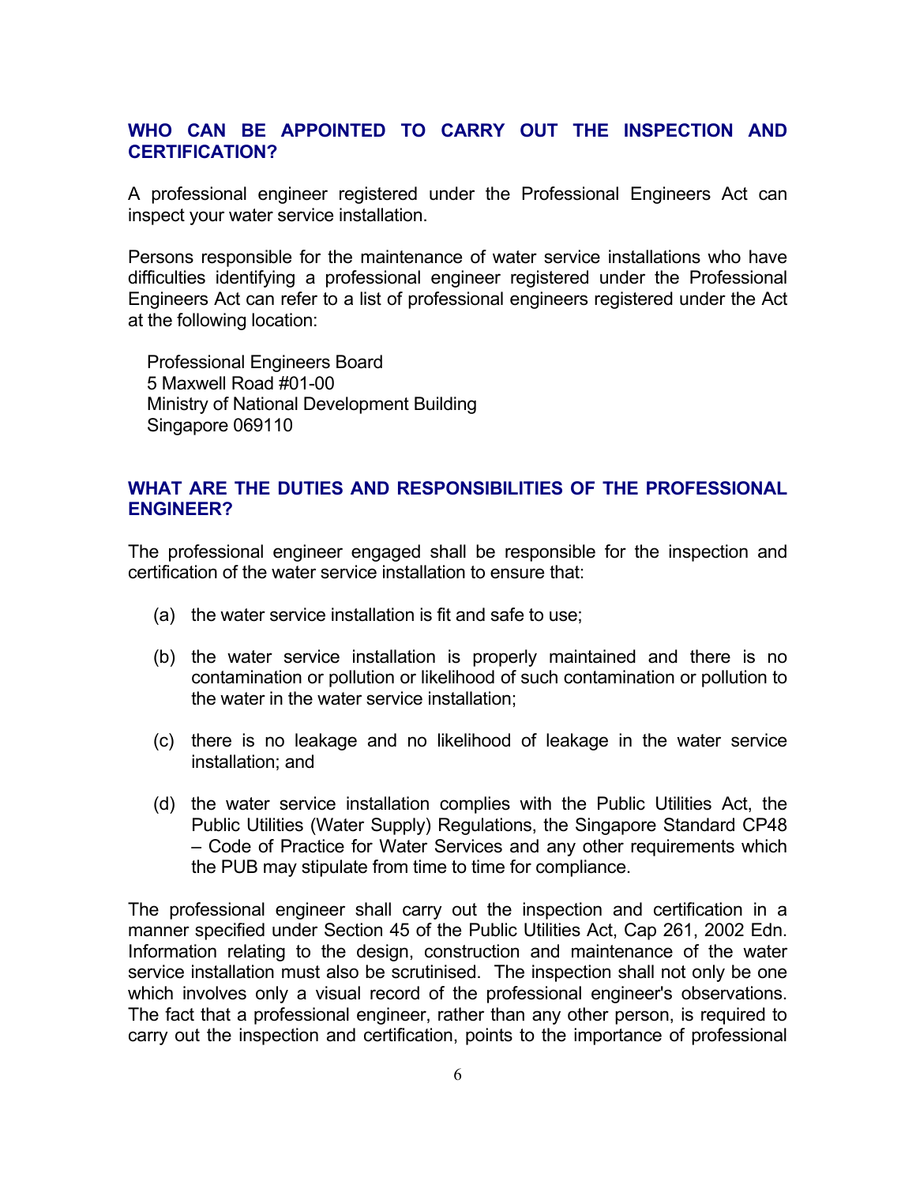## WHO CAN BE APPOINTED TO CARRY OUT THE INSPECTION AND CERTIFICATION?

A professional engineer registered under the Professional Engineers Act can inspect your water service installation.

Persons responsible for the maintenance of water service installations who have difficulties identifying a professional engineer registered under the Professional Engineers Act can refer to a list of professional engineers registered under the Act at the following location:

Professional Engineers Board
5 Maxwell Road #01-00
Ministry of National Development Building
Singapore 069110

## WHAT ARE THE DUTIES AND RESPONSIBILITIES OF THE PROFESSIONAL ENGINEER?

The professional engineer engaged shall be responsible for the inspection and certification of the water service installation to ensure that:

(a) the water service installation is fit and safe to use;

(b) the water service installation is properly maintained and there is no contamination or pollution or likelihood of such contamination or pollution to the water in the water service installation;

(c) there is no leakage and no likelihood of leakage in the water service installation; and

(d) the water service installation complies with the Public Utilities Act, the Public Utilities (Water Supply) Regulations, the Singapore Standard CP48 – Code of Practice for Water Services and any other requirements which the PUB may stipulate from time to time for compliance.

The professional engineer shall carry out the inspection and certification in a manner specified under Section 45 of the Public Utilities Act, Cap 261, 2002 Edn. Information relating to the design, construction and maintenance of the water service installation must also be scrutinised. The inspection shall not only be one which involves only a visual record of the professional engineer's observations. The fact that a professional engineer, rather than any other person, is required to carry out the inspection and certification, points to the importance of professional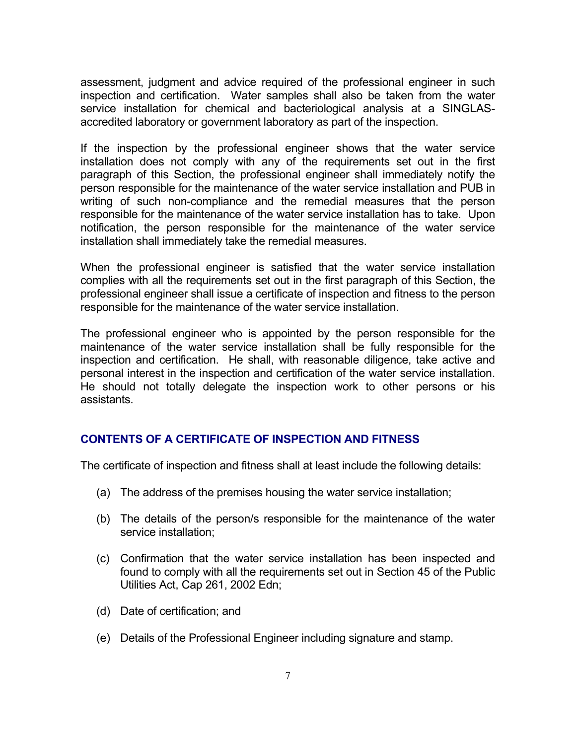assessment, judgment and advice required of the professional engineer in such inspection and certification. Water samples shall also be taken from the water service installation for chemical and bacteriological analysis at a SINGLAS-accredited laboratory or government laboratory as part of the inspection.

If the inspection by the professional engineer shows that the water service installation does not comply with any of the requirements set out in the first paragraph of this Section, the professional engineer shall immediately notify the person responsible for the maintenance of the water service installation and PUB in writing of such non-compliance and the remedial measures that the person responsible for the maintenance of the water service installation has to take. Upon notification, the person responsible for the maintenance of the water service installation shall immediately take the remedial measures.

When the professional engineer is satisfied that the water service installation complies with all the requirements set out in the first paragraph of this Section, the professional engineer shall issue a certificate of inspection and fitness to the person responsible for the maintenance of the water service installation.

The professional engineer who is appointed by the person responsible for the maintenance of the water service installation shall be fully responsible for the inspection and certification. He shall, with reasonable diligence, take active and personal interest in the inspection and certification of the water service installation. He should not totally delegate the inspection work to other persons or his assistants.

## CONTENTS OF A CERTIFICATE OF INSPECTION AND FITNESS

The certificate of inspection and fitness shall at least include the following details:

(a) The address of the premises housing the water service installation;

(b) The details of the person/s responsible for the maintenance of the water service installation;

(c) Confirmation that the water service installation has been inspected and found to comply with all the requirements set out in Section 45 of the Public Utilities Act, Cap 261, 2002 Edn;

(d) Date of certification; and

(e) Details of the Professional Engineer including signature and stamp.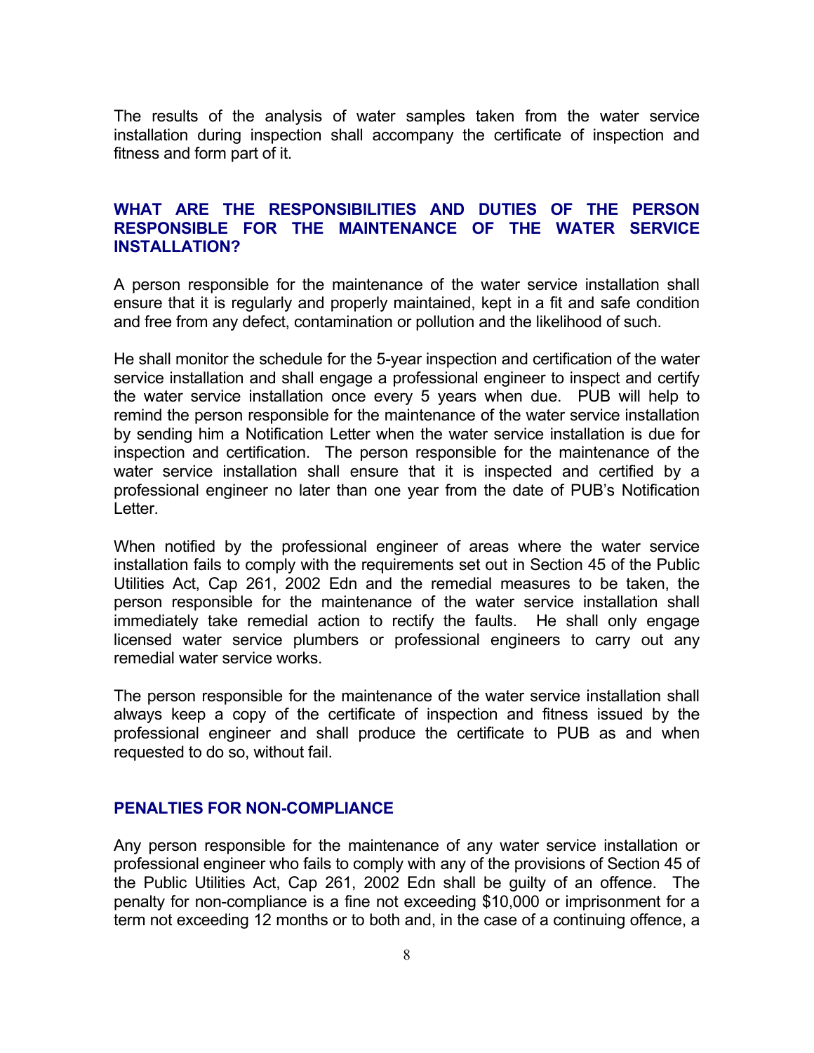The results of the analysis of water samples taken from the water service installation during inspection shall accompany the certificate of inspection and fitness and form part of it.

## WHAT ARE THE RESPONSIBILITIES AND DUTIES OF THE PERSON RESPONSIBLE FOR THE MAINTENANCE OF THE WATER SERVICE INSTALLATION?

A person responsible for the maintenance of the water service installation shall ensure that it is regularly and properly maintained, kept in a fit and safe condition and free from any defect, contamination or pollution and the likelihood of such.

He shall monitor the schedule for the 5-year inspection and certification of the water service installation and shall engage a professional engineer to inspect and certify the water service installation once every 5 years when due. PUB will help to remind the person responsible for the maintenance of the water service installation by sending him a Notification Letter when the water service installation is due for inspection and certification. The person responsible for the maintenance of the water service installation shall ensure that it is inspected and certified by a professional engineer no later than one year from the date of PUB's Notification Letter.

When notified by the professional engineer of areas where the water service installation fails to comply with the requirements set out in Section 45 of the Public Utilities Act, Cap 261, 2002 Edn and the remedial measures to be taken, the person responsible for the maintenance of the water service installation shall immediately take remedial action to rectify the faults. He shall only engage licensed water service plumbers or professional engineers to carry out any remedial water service works.

The person responsible for the maintenance of the water service installation shall always keep a copy of the certificate of inspection and fitness issued by the professional engineer and shall produce the certificate to PUB as and when requested to do so, without fail.

## PENALTIES FOR NON-COMPLIANCE

Any person responsible for the maintenance of any water service installation or professional engineer who fails to comply with any of the provisions of Section 45 of the Public Utilities Act, Cap 261, 2002 Edn shall be guilty of an offence. The penalty for non-compliance is a fine not exceeding $10,000 or imprisonment for a term not exceeding 12 months or to both and, in the case of a continuing offence, a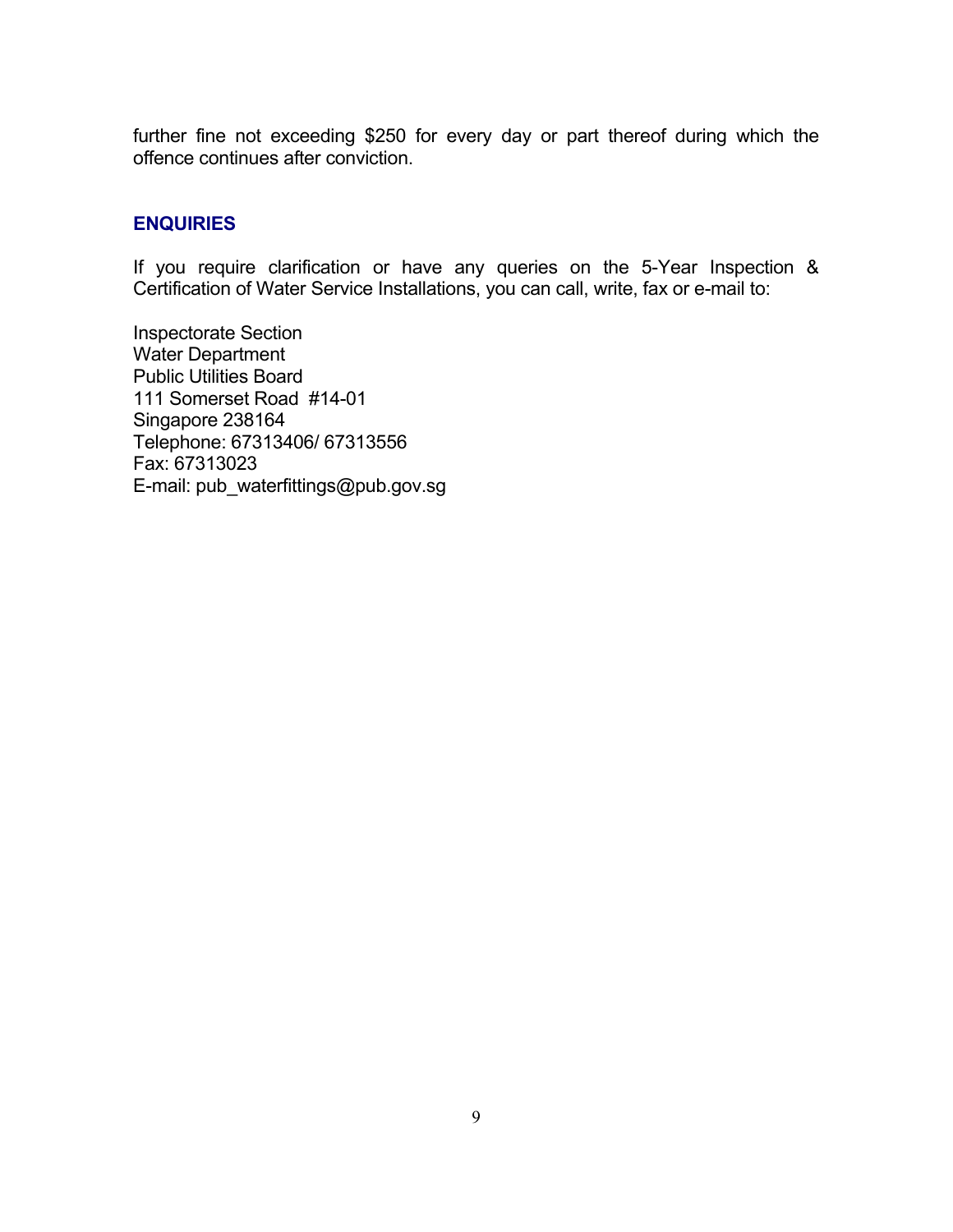further fine not exceeding $250 for every day or part thereof during which the offence continues after conviction.

## ENQUIRIES

If you require clarification or have any queries on the 5-Year Inspection & Certification of Water Service Installations, you can call, write, fax or e-mail to:

Inspectorate Section
Water Department
Public Utilities Board
111 Somerset Road #14-01
Singapore 238164
Telephone: 67313406/ 67313556
Fax: 67313023
E-mail: pub_waterfittings@pub.gov.sg